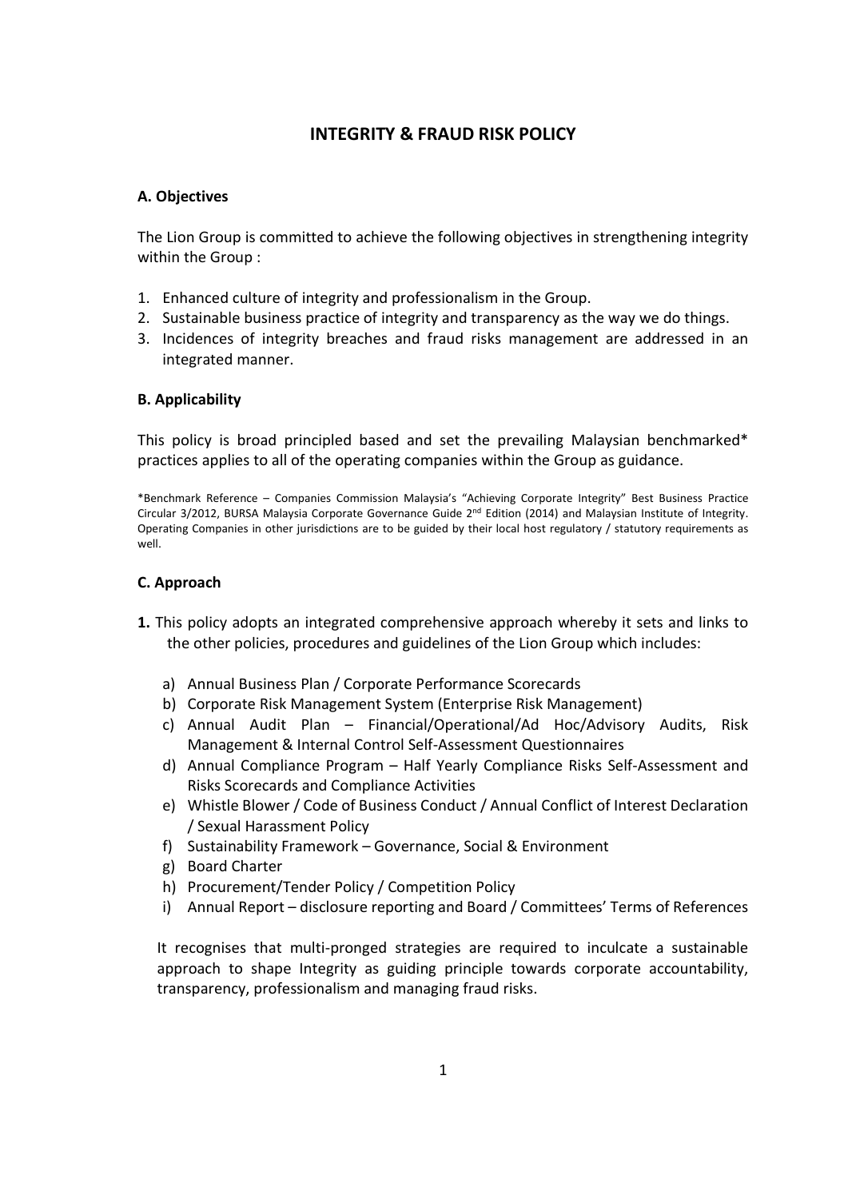# INTEGRITY & FRAUD RISK POLICY

## A. Objectives

The Lion Group is committed to achieve the following objectives in strengthening integrity within the Group :

1. Enhanced culture of integrity and professionalism in the Group.
2. Sustainable business practice of integrity and transparency as the way we do things.
3. Incidences of integrity breaches and fraud risks management are addressed in an integrated manner.

## B. Applicability

This policy is broad principled based and set the prevailing Malaysian benchmarked* practices applies to all of the operating companies within the Group as guidance.

*Benchmark Reference – Companies Commission Malaysia's "Achieving Corporate Integrity" Best Business Practice Circular 3/2012, BURSA Malaysia Corporate Governance Guide 2nd Edition (2014) and Malaysian Institute of Integrity. Operating Companies in other jurisdictions are to be guided by their local host regulatory / statutory requirements as well.

## C. Approach

**1.** This policy adopts an integrated comprehensive approach whereby it sets and links to the other policies, procedures and guidelines of the Lion Group which includes:

a) Annual Business Plan / Corporate Performance Scorecards
b) Corporate Risk Management System (Enterprise Risk Management)
c) Annual Audit Plan – Financial/Operational/Ad Hoc/Advisory Audits, Risk Management & Internal Control Self-Assessment Questionnaires
d) Annual Compliance Program – Half Yearly Compliance Risks Self-Assessment and Risks Scorecards and Compliance Activities
e) Whistle Blower / Code of Business Conduct / Annual Conflict of Interest Declaration / Sexual Harassment Policy
f) Sustainability Framework – Governance, Social & Environment
g) Board Charter
h) Procurement/Tender Policy / Competition Policy
i) Annual Report – disclosure reporting and Board / Committees' Terms of References

It recognises that multi-pronged strategies are required to inculcate a sustainable approach to shape Integrity as guiding principle towards corporate accountability, transparency, professionalism and managing fraud risks.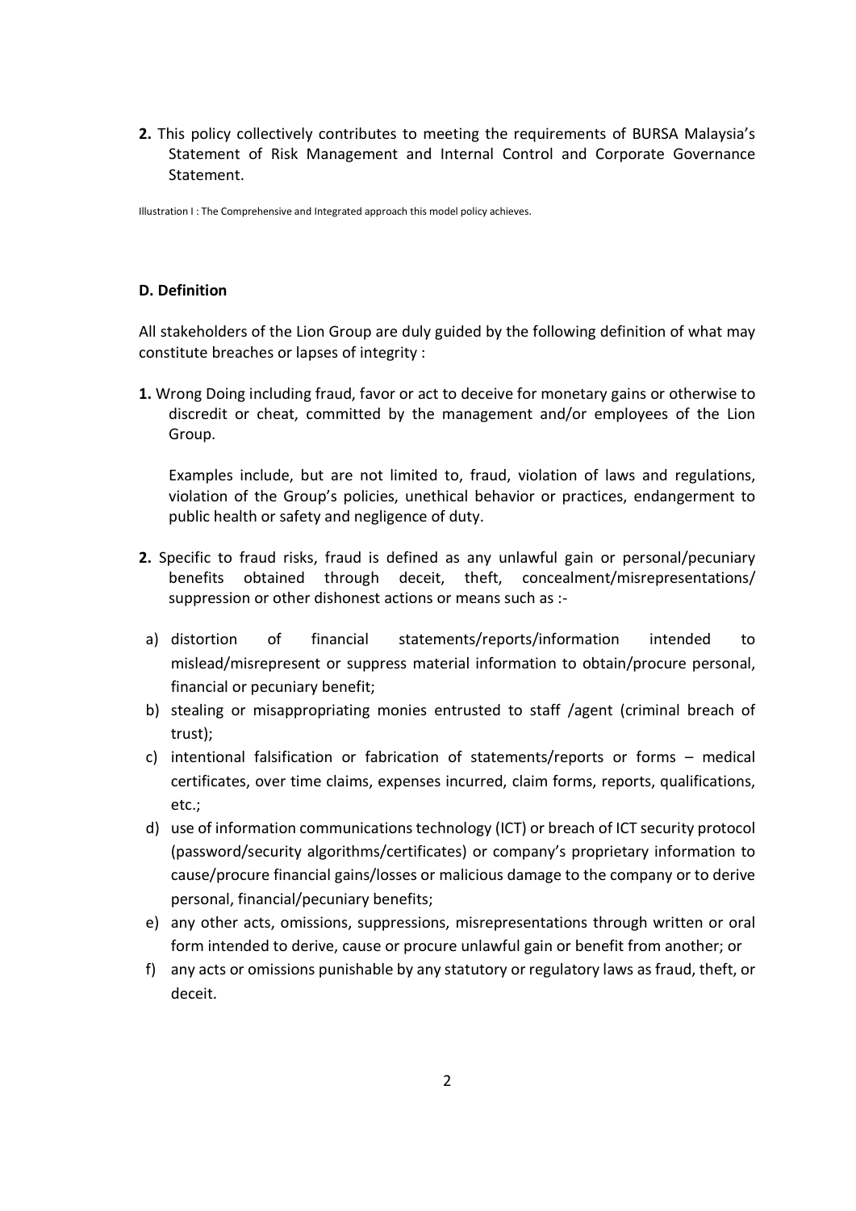**2.** This policy collectively contributes to meeting the requirements of BURSA Malaysia's Statement of Risk Management and Internal Control and Corporate Governance Statement.

Illustration I : The Comprehensive and Integrated approach this model policy achieves.

**D. Definition**

All stakeholders of the Lion Group are duly guided by the following definition of what may constitute breaches or lapses of integrity :

**1.** Wrong Doing including fraud, favor or act to deceive for monetary gains or otherwise to discredit or cheat, committed by the management and/or employees of the Lion Group.

Examples include, but are not limited to, fraud, violation of laws and regulations, violation of the Group's policies, unethical behavior or practices, endangerment to public health or safety and negligence of duty.

**2.** Specific to fraud risks, fraud is defined as any unlawful gain or personal/pecuniary benefits obtained through deceit, theft, concealment/misrepresentations/ suppression or other dishonest actions or means such as :-

a) distortion of financial statements/reports/information intended to mislead/misrepresent or suppress material information to obtain/procure personal, financial or pecuniary benefit;

b) stealing or misappropriating monies entrusted to staff /agent (criminal breach of trust);

c) intentional falsification or fabrication of statements/reports or forms – medical certificates, over time claims, expenses incurred, claim forms, reports, qualifications, etc.;

d) use of information communications technology (ICT) or breach of ICT security protocol (password/security algorithms/certificates) or company's proprietary information to cause/procure financial gains/losses or malicious damage to the company or to derive personal, financial/pecuniary benefits;

e) any other acts, omissions, suppressions, misrepresentations through written or oral form intended to derive, cause or procure unlawful gain or benefit from another; or

f) any acts or omissions punishable by any statutory or regulatory laws as fraud, theft, or deceit.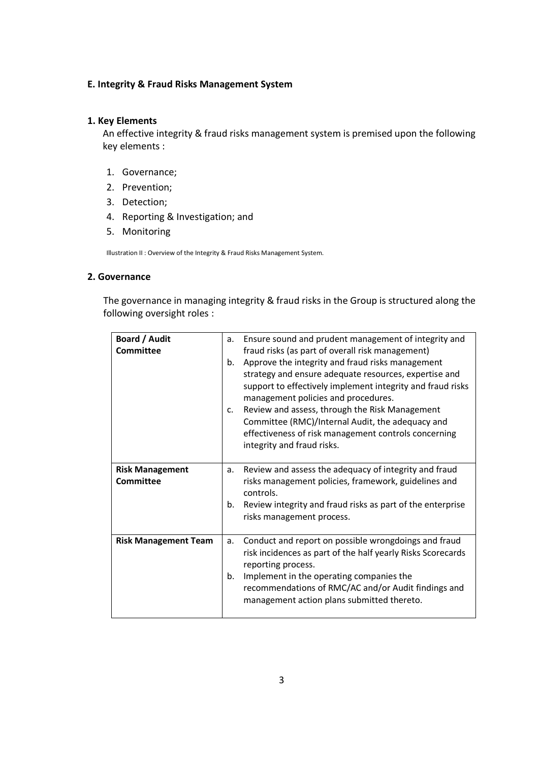### E. Integrity & Fraud Risks Management System

#### 1. Key Elements

An effective integrity & fraud risks management system is premised upon the following key elements :

1. Governance;
2. Prevention;
3. Detection;
4. Reporting & Investigation; and
5. Monitoring

Illustration II : Overview of the Integrity & Fraud Risks Management System.

#### 2. Governance

The governance in managing integrity & fraud risks in the Group is structured along the following oversight roles :

| | |
|---|---|
| **Board / Audit Committee** | a. Ensure sound and prudent management of integrity and fraud risks (as part of overall risk management)<br>b. Approve the integrity and fraud risks management strategy and ensure adequate resources, expertise and support to effectively implement integrity and fraud risks management policies and procedures.<br>c. Review and assess, through the Risk Management Committee (RMC)/Internal Audit, the adequacy and effectiveness of risk management controls concerning integrity and fraud risks. |
| **Risk Management Committee** | a. Review and assess the adequacy of integrity and fraud risks management policies, framework, guidelines and controls.<br>b. Review integrity and fraud risks as part of the enterprise risks management process. |
| **Risk Management Team** | a. Conduct and report on possible wrongdoings and fraud risk incidences as part of the half yearly Risks Scorecards reporting process.<br>b. Implement in the operating companies the recommendations of RMC/AC and/or Audit findings and management action plans submitted thereto. |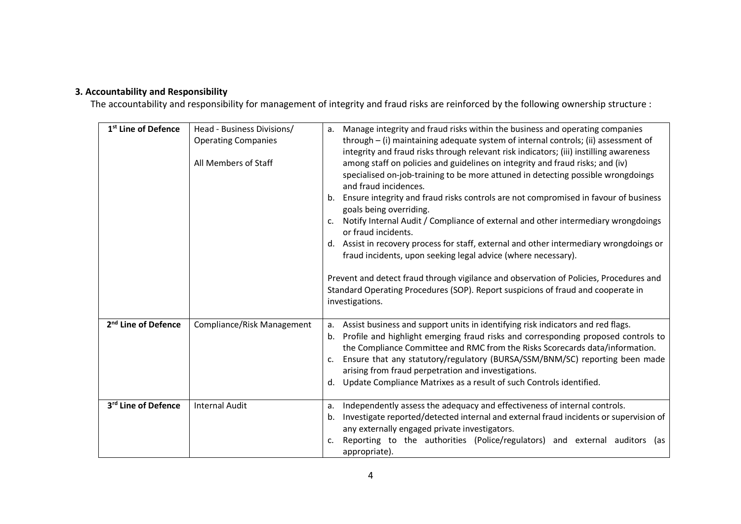### 3. Accountability and Responsibility

The accountability and responsibility for management of integrity and fraud risks are reinforced by the following ownership structure :

| | | |
|---|---|---|
| **1st Line of Defence** | Head - Business Divisions/ Operating Companies<br><br>All Members of Staff | a. Manage integrity and fraud risks within the business and operating companies through – (i) maintaining adequate system of internal controls; (ii) assessment of integrity and fraud risks through relevant risk indicators; (iii) instilling awareness among staff on policies and guidelines on integrity and fraud risks; and (iv) specialised on-job-training to be more attuned in detecting possible wrongdoings and fraud incidences.<br>b. Ensure integrity and fraud risks controls are not compromised in favour of business goals being overriding.<br>c. Notify Internal Audit / Compliance of external and other intermediary wrongdoings or fraud incidents.<br>d. Assist in recovery process for staff, external and other intermediary wrongdoings or fraud incidents, upon seeking legal advice (where necessary).<br><br>Prevent and detect fraud through vigilance and observation of Policies, Procedures and Standard Operating Procedures (SOP). Report suspicions of fraud and cooperate in investigations. |
| **2nd Line of Defence** | Compliance/Risk Management | a. Assist business and support units in identifying risk indicators and red flags.<br>b. Profile and highlight emerging fraud risks and corresponding proposed controls to the Compliance Committee and RMC from the Risks Scorecards data/information.<br>c. Ensure that any statutory/regulatory (BURSA/SSM/BNM/SC) reporting been made arising from fraud perpetration and investigations.<br>d. Update Compliance Matrixes as a result of such Controls identified. |
| **3rd Line of Defence** | Internal Audit | a. Independently assess the adequacy and effectiveness of internal controls.<br>b. Investigate reported/detected internal and external fraud incidents or supervision of any externally engaged private investigators.<br>c. Reporting to the authorities (Police/regulators) and external auditors (as appropriate). |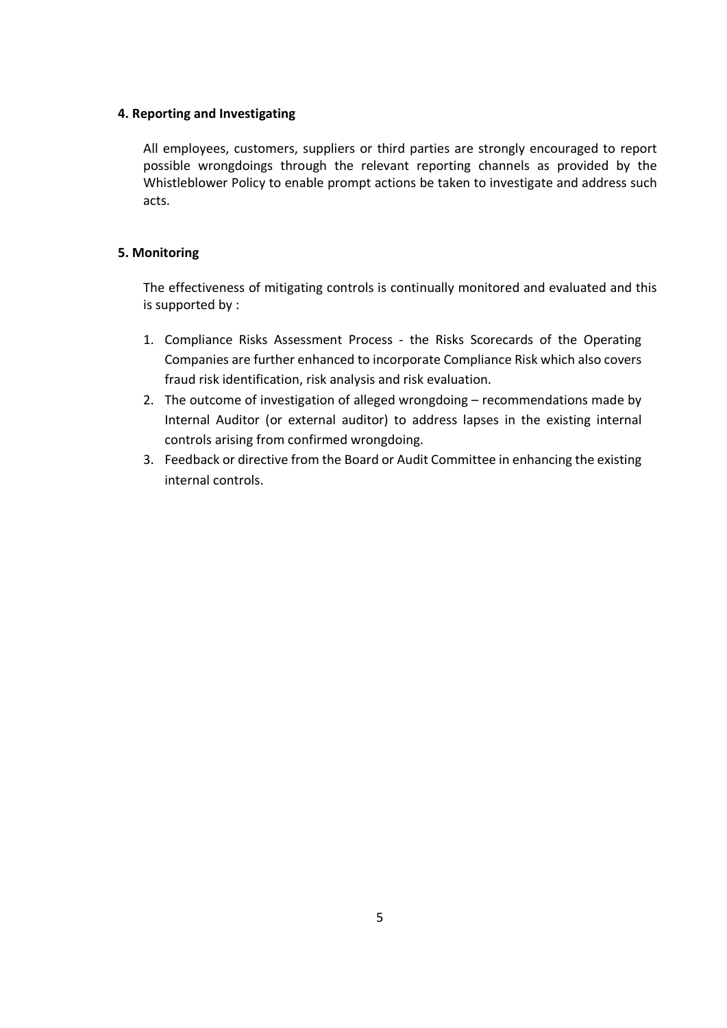## 4. Reporting and Investigating

All employees, customers, suppliers or third parties are strongly encouraged to report possible wrongdoings through the relevant reporting channels as provided by the Whistleblower Policy to enable prompt actions be taken to investigate and address such acts.

## 5. Monitoring

The effectiveness of mitigating controls is continually monitored and evaluated and this is supported by :

1. Compliance Risks Assessment Process - the Risks Scorecards of the Operating Companies are further enhanced to incorporate Compliance Risk which also covers fraud risk identification, risk analysis and risk evaluation.
2. The outcome of investigation of alleged wrongdoing – recommendations made by Internal Auditor (or external auditor) to address lapses in the existing internal controls arising from confirmed wrongdoing.
3. Feedback or directive from the Board or Audit Committee in enhancing the existing internal controls.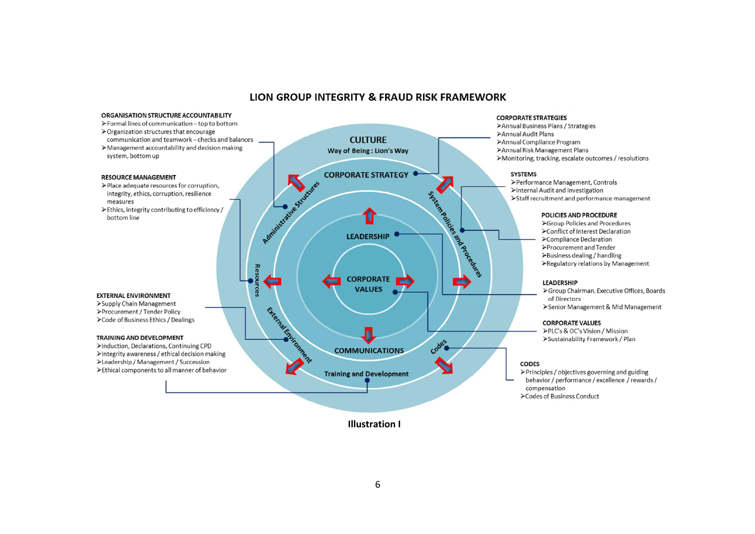## LION GROUP INTEGRITY & FRAUD RISK FRAMEWORK

**ORGANISATION STRUCTURE ACCOUNTABILITY**
- Formal lines of communication – top to bottom
- Organization structures that encourage communication and teamwork – checks and balances
- Management accountability and decision making system, bottom up

**RESOURCE MANAGEMENT**
- Place adequate resources for corruption, integrity, ethics, corruption, resilience measures
- Ethics, integrity contributing to efficiency / bottom line

**EXTERNAL ENVIRONMENT**
- Supply Chain Management
- Procurement / Tender Policy
- Code of Business Ethics / Dealings

**TRAINING AND DEVELOPMENT**
- Induction, Declarations, Continuing CPD
- Integrity awareness / ethical decision making
- Leadership / Management / Succession
- Ethical components to all manner of behavior

CULTURE
Way of Being : Lion's Way

CORPORATE STRATEGY

Administrative Structures

System Policies and Procedures

LEADERSHIP

Resources

CORPORATE VALUES

External Environment

Codes

COMMUNICATIONS

Training and Development

**CORPORATE STRATEGIES**
- Annual Business Plans / Strategies
- Annual Audit Plans
- Annual Compliance Program
- Annual Risk Management Plans
- Monitoring, tracking, escalate outcomes / resolutions

**SYSTEMS**
- Performance Management, Controls
- Internal Audit and Investigation
- Staff recruitment and performance management

**POLICIES AND PROCEDURE**
- Group Policies and Procedures
- Conflict of Interest Declaration
- Compliance Declaration
- Procurement and Tender
- Business dealing / handling
- Regulatory relations by Management

**LEADERSHIP**
- Group Chairman, Executive Offices, Boards of Directors
- Senior Management & Mid Management

**CORPORATE VALUES**
- PLC's & OC's Vision / Mission
- Sustainability Framework / Plan

**CODES**
- Principles / objectives governing and guiding behavior / performance / excellence / rewards / compensation
- Codes of Business Conduct

**Illustration I**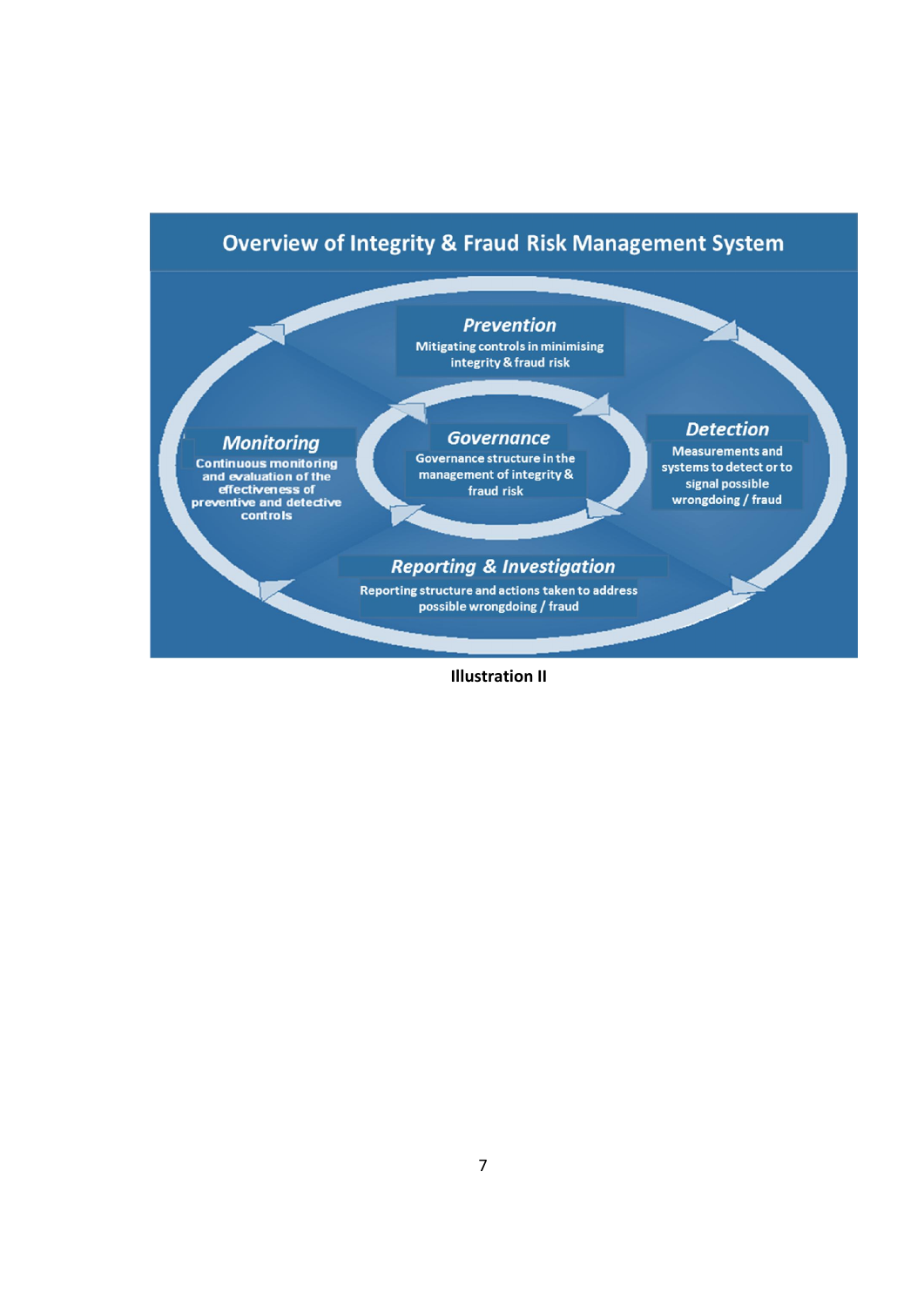Overview of Integrity & Fraud Risk Management System

Prevention
Mitigating controls in minimising integrity & fraud risk

Detection
Measurements and systems to detect or to signal possible wrongdoing / fraud

Governance
Governance structure in the management of integrity & fraud risk

Monitoring
Continuous monitoring and evaluation of the effectiveness of preventive and detective controls

Reporting & Investigation
Reporting structure and actions taken to address possible wrongdoing / fraud

**Illustration II**